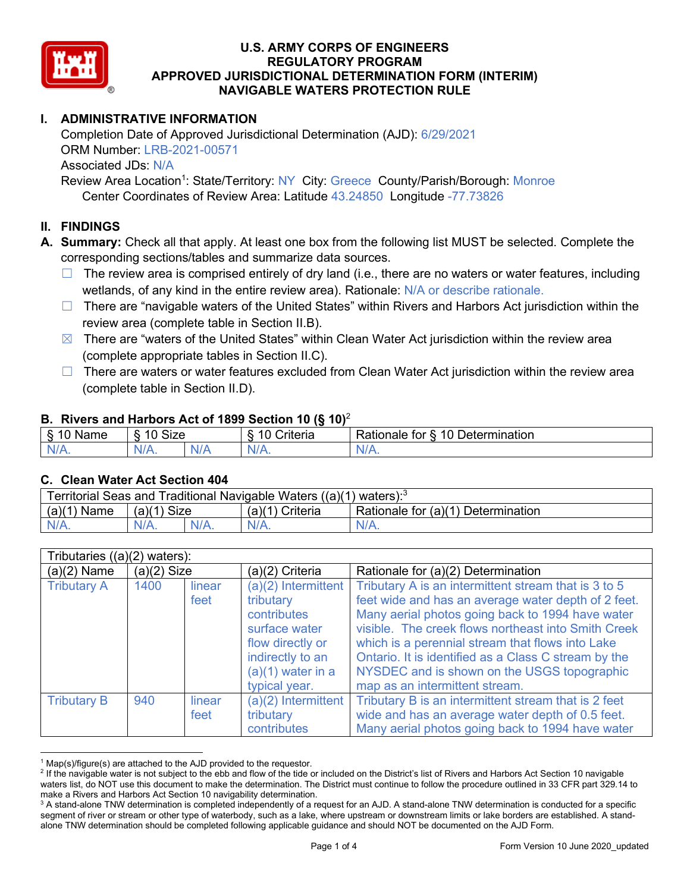# U.S. ARMY CORPS OF ENGINEERS
# REGULATORY PROGRAM
# APPROVED JURISDICTIONAL DETERMINATION FORM (INTERIM)
# NAVIGABLE WATERS PROTECTION RULE

## I. ADMINISTRATIVE INFORMATION

Completion Date of Approved Jurisdictional Determination (AJD): 6/29/2021
ORM Number: LRB-2021-00571
Associated JDs: N/A
Review Area Location[1]: State/Territory: NY City: Greece County/Parish/Borough: Monroe
Center Coordinates of Review Area: Latitude 43.24850 Longitude -77.73826

## II. FINDINGS

**A. Summary:** Check all that apply. At least one box from the following list MUST be selected. Complete the corresponding sections/tables and summarize data sources.

- ☐ The review area is comprised entirely of dry land (i.e., there are no waters or water features, including wetlands, of any kind in the entire review area). Rationale: N/A or describe rationale.
- ☐ There are "navigable waters of the United States" within Rivers and Harbors Act jurisdiction within the review area (complete table in Section II.B).
- ☒ There are "waters of the United States" within Clean Water Act jurisdiction within the review area (complete appropriate tables in Section II.C).
- ☐ There are waters or water features excluded from Clean Water Act jurisdiction within the review area (complete table in Section II.D).

### B. Rivers and Harbors Act of 1899 Section 10 (§ 10)[2]

| § 10 Name | § 10 Size | | § 10 Criteria | Rationale for § 10 Determination |
|---|---|---|---|---|
| N/A. | N/A. | N/A | N/A. | N/A. |

### C. Clean Water Act Section 404

| Territorial Seas and Traditional Navigable Waters ((a)(1) waters):[3] | | | | |
|---|---|---|---|---|
| (a)(1) Name | (a)(1) Size | | (a)(1) Criteria | Rationale for (a)(1) Determination |
| N/A. | N/A. | N/A. | N/A. | N/A. |

| Tributaries ((a)(2) waters): | | | | |
|---|---|---|---|---|
| (a)(2) Name | (a)(2) Size | | (a)(2) Criteria | Rationale for (a)(2) Determination |
| Tributary A | 1400 | linear feet | (a)(2) Intermittent tributary contributes surface water flow directly or indirectly to an (a)(1) water in a typical year. | Tributary A is an intermittent stream that is 3 to 5 feet wide and has an average water depth of 2 feet. Many aerial photos going back to 1994 have water visible. The creek flows northeast into Smith Creek which is a perennial stream that flows into Lake Ontario. It is identified as a Class C stream by the NYSDEC and is shown on the USGS topographic map as an intermittent stream. |
| Tributary B | 940 | linear feet | (a)(2) Intermittent tributary contributes | Tributary B is an intermittent stream that is 2 feet wide and has an average water depth of 0.5 feet. Many aerial photos going back to 1994 have water |

---

[1] Map(s)/figure(s) are attached to the AJD provided to the requestor.
[2] If the navigable water is not subject to the ebb and flow of the tide or included on the District's list of Rivers and Harbors Act Section 10 navigable waters list, do NOT use this document to make the determination. The District must continue to follow the procedure outlined in 33 CFR part 329.14 to make a Rivers and Harbors Act Section 10 navigability determination.
[3] A stand-alone TNW determination is completed independently of a request for an AJD. A stand-alone TNW determination is conducted for a specific segment of river or stream or other type of waterbody, such as a lake, where upstream or downstream limits or lake borders are established. A stand-alone TNW determination should be completed following applicable guidance and should NOT be documented on the AJD Form.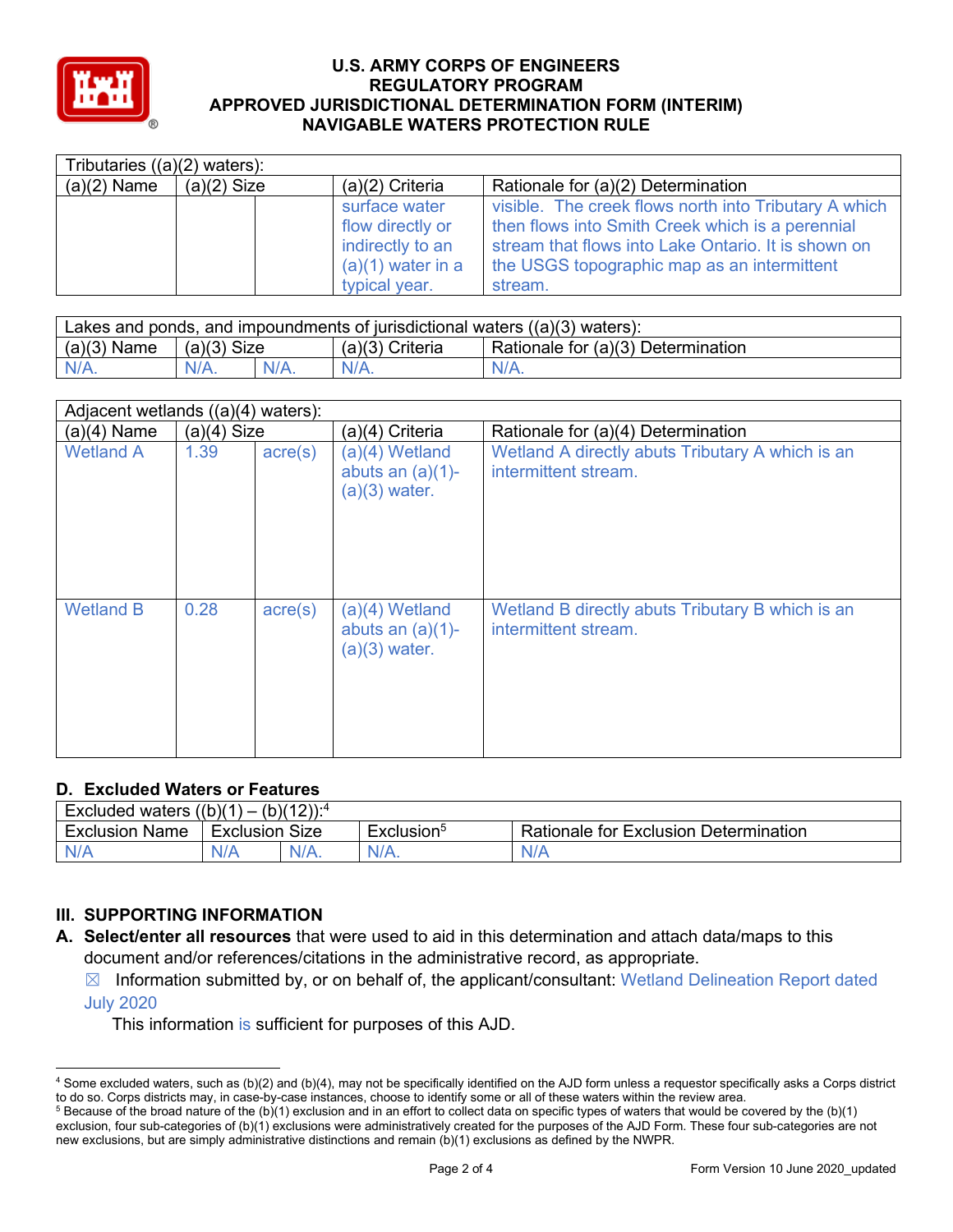# U.S. ARMY CORPS OF ENGINEERS
## REGULATORY PROGRAM
## APPROVED JURISDICTIONAL DETERMINATION FORM (INTERIM)
## NAVIGABLE WATERS PROTECTION RULE

| Tributaries ((a)(2) waters): | | | | |
|---|---|---|---|---|
| (a)(2) Name | (a)(2) Size | | (a)(2) Criteria | Rationale for (a)(2) Determination |
| | | | surface water flow directly or indirectly to an (a)(1) water in a typical year. | visible. The creek flows north into Tributary A which then flows into Smith Creek which is a perennial stream that flows into Lake Ontario. It is shown on the USGS topographic map as an intermittent stream. |

| Lakes and ponds, and impoundments of jurisdictional waters ((a)(3) waters): | | | | |
|---|---|---|---|---|
| (a)(3) Name | (a)(3) Size | | (a)(3) Criteria | Rationale for (a)(3) Determination |
| N/A. | N/A. | N/A. | N/A. | N/A. |

| Adjacent wetlands ((a)(4) waters): | | | | |
|---|---|---|---|---|
| (a)(4) Name | (a)(4) Size | | (a)(4) Criteria | Rationale for (a)(4) Determination |
| Wetland A | 1.39 | acre(s) | (a)(4) Wetland abuts an (a)(1)-(a)(3) water. | Wetland A directly abuts Tributary A which is an intermittent stream. |
| Wetland B | 0.28 | acre(s) | (a)(4) Wetland abuts an (a)(1)-(a)(3) water. | Wetland B directly abuts Tributary B which is an intermittent stream. |

### D. Excluded Waters or Features

| Excluded waters ((b)(1) – (b)(12)):[4] | | | | |
|---|---|---|---|---|
| Exclusion Name | Exclusion Size | | Exclusion[5] | Rationale for Exclusion Determination |
| N/A | N/A | N/A. | N/A. | N/A |

## III. SUPPORTING INFORMATION

**A. Select/enter all resources** that were used to aid in this determination and attach data/maps to this document and/or references/citations in the administrative record, as appropriate.

☒ Information submitted by, or on behalf of, the applicant/consultant: Wetland Delineation Report dated July 2020

This information is sufficient for purposes of this AJD.

---

[4] Some excluded waters, such as (b)(2) and (b)(4), may not be specifically identified on the AJD form unless a requestor specifically asks a Corps district to do so. Corps districts may, in case-by-case instances, choose to identify some or all of these waters within the review area.

[5] Because of the broad nature of the (b)(1) exclusion and in an effort to collect data on specific types of waters that would be covered by the (b)(1) exclusion, four sub-categories of (b)(1) exclusions were administratively created for the purposes of the AJD Form. These four sub-categories are not new exclusions, but are simply administrative distinctions and remain (b)(1) exclusions as defined by the NWPR.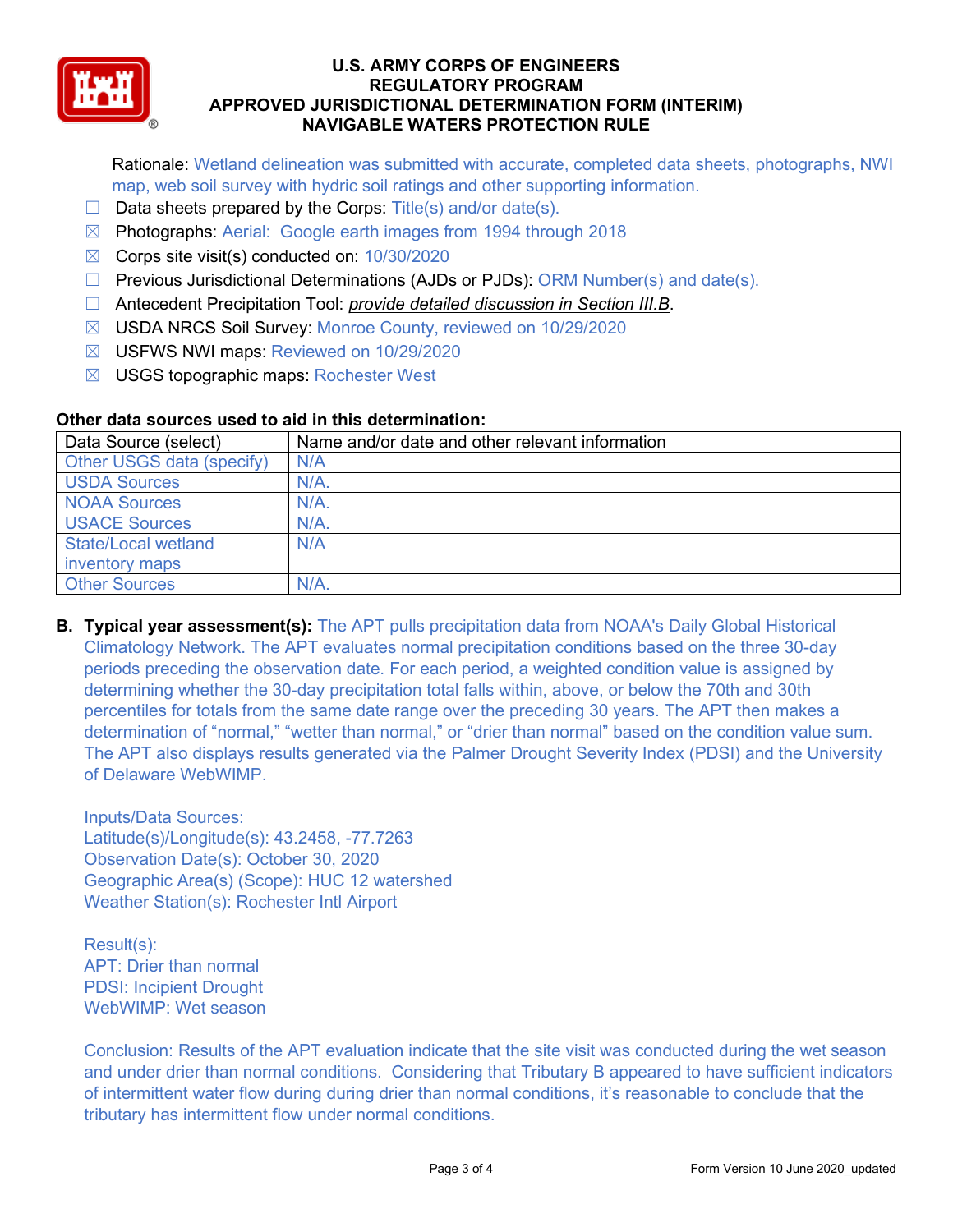Rationale: Wetland delineation was submitted with accurate, completed data sheets, photographs, NWI map, web soil survey with hydric soil ratings and other supporting information.

- ☐ Data sheets prepared by the Corps: Title(s) and/or date(s).
- ☒ Photographs: Aerial: Google earth images from 1994 through 2018
- ☒ Corps site visit(s) conducted on: 10/30/2020
- ☐ Previous Jurisdictional Determinations (AJDs or PJDs): ORM Number(s) and date(s).
- ☐ Antecedent Precipitation Tool: *provide detailed discussion in Section III.B*.
- ☒ USDA NRCS Soil Survey: Monroe County, reviewed on 10/29/2020
- ☒ USFWS NWI maps: Reviewed on 10/29/2020
- ☒ USGS topographic maps: Rochester West

**Other data sources used to aid in this determination:**

| Data Source (select) | Name and/or date and other relevant information |
|---|---|
| Other USGS data (specify) | N/A |
| USDA Sources | N/A. |
| NOAA Sources | N/A. |
| USACE Sources | N/A. |
| State/Local wetland inventory maps | N/A |
| Other Sources | N/A. |

**B. Typical year assessment(s):** The APT pulls precipitation data from NOAA's Daily Global Historical Climatology Network. The APT evaluates normal precipitation conditions based on the three 30-day periods preceding the observation date. For each period, a weighted condition value is assigned by determining whether the 30-day precipitation total falls within, above, or below the 70th and 30th percentiles for totals from the same date range over the preceding 30 years. The APT then makes a determination of "normal," "wetter than normal," or "drier than normal" based on the condition value sum. The APT also displays results generated via the Palmer Drought Severity Index (PDSI) and the University of Delaware WebWIMP.

Inputs/Data Sources:
Latitude(s)/Longitude(s): 43.2458, -77.7263
Observation Date(s): October 30, 2020
Geographic Area(s) (Scope): HUC 12 watershed
Weather Station(s): Rochester Intl Airport

Result(s):
APT: Drier than normal
PDSI: Incipient Drought
WebWIMP: Wet season

Conclusion: Results of the APT evaluation indicate that the site visit was conducted during the wet season and under drier than normal conditions. Considering that Tributary B appeared to have sufficient indicators of intermittent water flow during during drier than normal conditions, it's reasonable to conclude that the tributary has intermittent flow under normal conditions.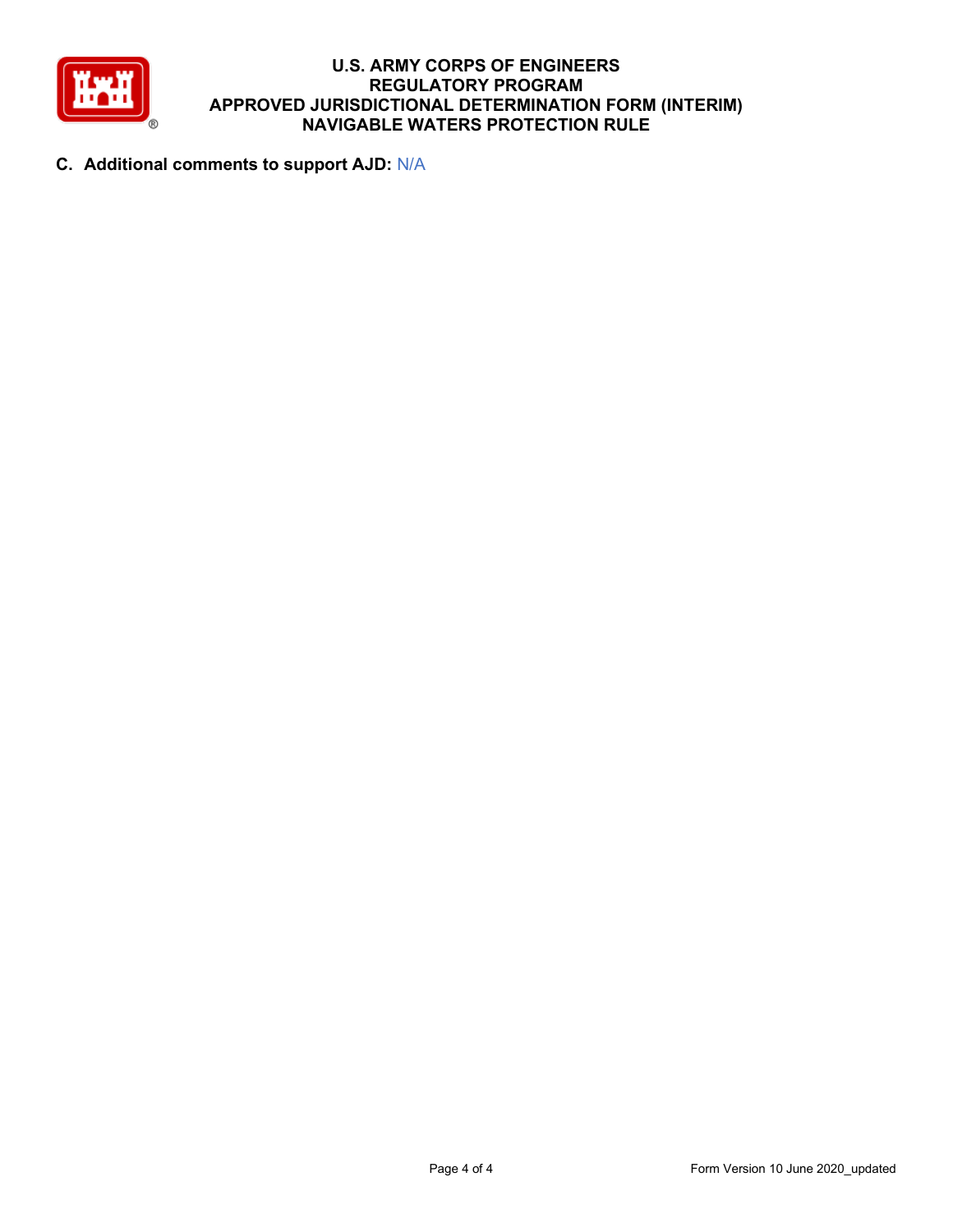**C. Additional comments to support AJD:** N/A